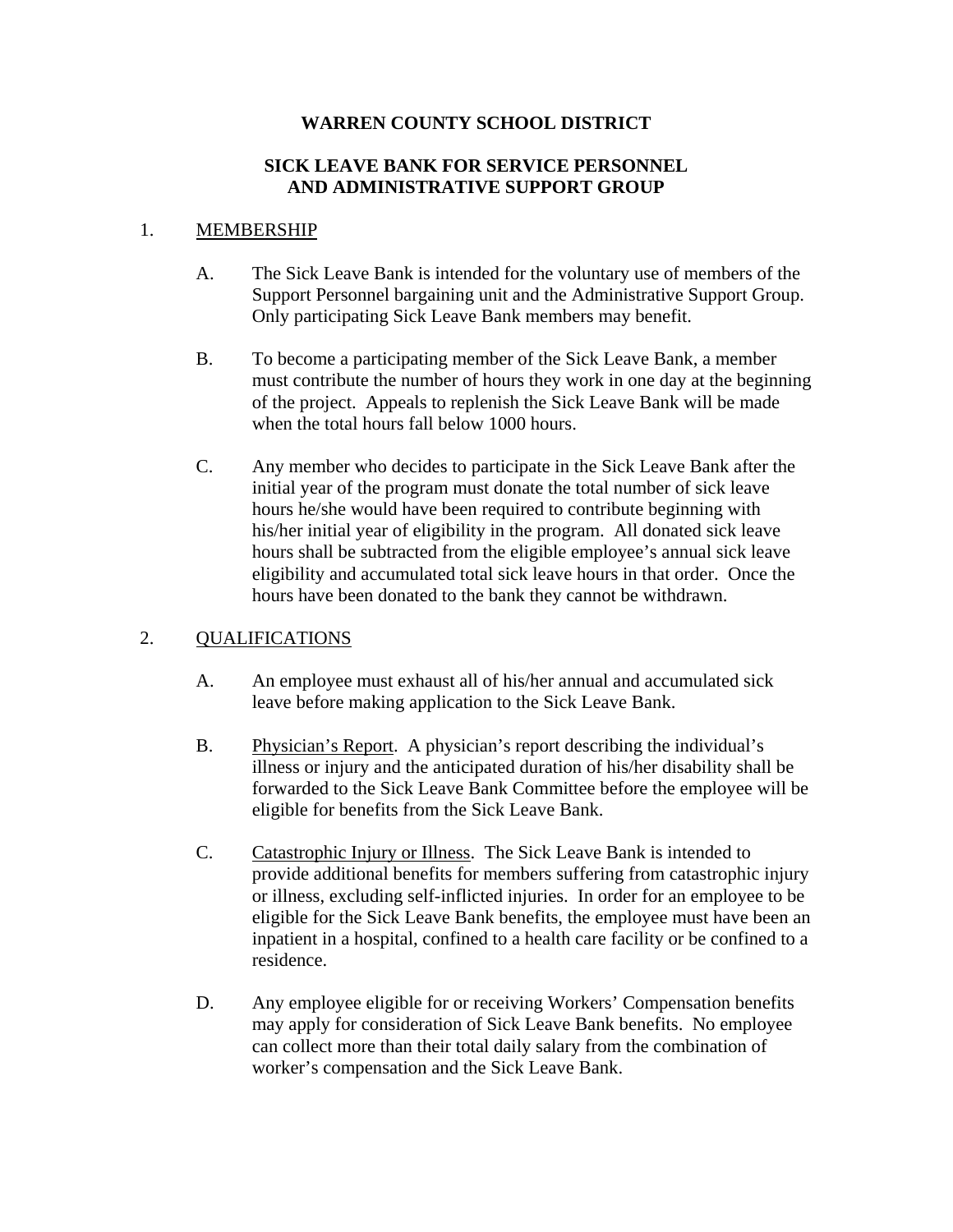# WARREN COUNTY SCHOOL DISTRICT

## SICK LEAVE BANK FOR SERVICE PERSONNEL AND ADMINISTRATIVE SUPPORT GROUP

1. <u>MEMBERSHIP</u>

   A. The Sick Leave Bank is intended for the voluntary use of members of the Support Personnel bargaining unit and the Administrative Support Group. Only participating Sick Leave Bank members may benefit.

   B. To become a participating member of the Sick Leave Bank, a member must contribute the number of hours they work in one day at the beginning of the project. Appeals to replenish the Sick Leave Bank will be made when the total hours fall below 1000 hours.

   C. Any member who decides to participate in the Sick Leave Bank after the initial year of the program must donate the total number of sick leave hours he/she would have been required to contribute beginning with his/her initial year of eligibility in the program. All donated sick leave hours shall be subtracted from the eligible employee's annual sick leave eligibility and accumulated total sick leave hours in that order. Once the hours have been donated to the bank they cannot be withdrawn.

2. <u>QUALIFICATIONS</u>

   A. An employee must exhaust all of his/her annual and accumulated sick leave before making application to the Sick Leave Bank.

   B. <u>Physician's Report</u>. A physician's report describing the individual's illness or injury and the anticipated duration of his/her disability shall be forwarded to the Sick Leave Bank Committee before the employee will be eligible for benefits from the Sick Leave Bank.

   C. <u>Catastrophic Injury or Illness</u>. The Sick Leave Bank is intended to provide additional benefits for members suffering from catastrophic injury or illness, excluding self-inflicted injuries. In order for an employee to be eligible for the Sick Leave Bank benefits, the employee must have been an inpatient in a hospital, confined to a health care facility or be confined to a residence.

   D. Any employee eligible for or receiving Workers' Compensation benefits may apply for consideration of Sick Leave Bank benefits. No employee can collect more than their total daily salary from the combination of worker's compensation and the Sick Leave Bank.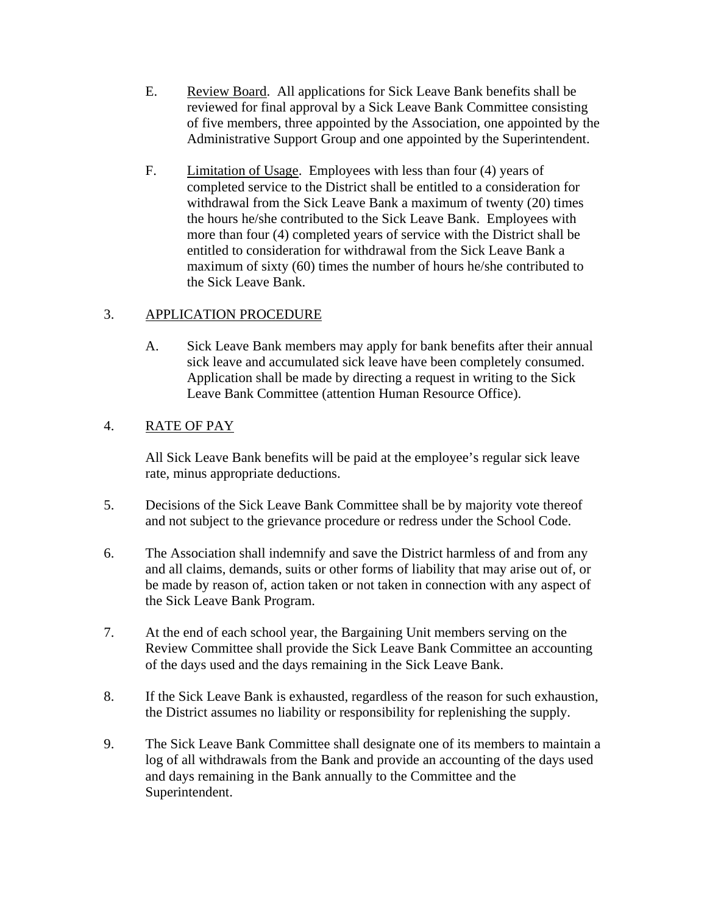E. Review Board. All applications for Sick Leave Bank benefits shall be reviewed for final approval by a Sick Leave Bank Committee consisting of five members, three appointed by the Association, one appointed by the Administrative Support Group and one appointed by the Superintendent.

F. Limitation of Usage. Employees with less than four (4) years of completed service to the District shall be entitled to a consideration for withdrawal from the Sick Leave Bank a maximum of twenty (20) times the hours he/she contributed to the Sick Leave Bank. Employees with more than four (4) completed years of service with the District shall be entitled to consideration for withdrawal from the Sick Leave Bank a maximum of sixty (60) times the number of hours he/she contributed to the Sick Leave Bank.

3. APPLICATION PROCEDURE

A. Sick Leave Bank members may apply for bank benefits after their annual sick leave and accumulated sick leave have been completely consumed. Application shall be made by directing a request in writing to the Sick Leave Bank Committee (attention Human Resource Office).

4. RATE OF PAY

All Sick Leave Bank benefits will be paid at the employee's regular sick leave rate, minus appropriate deductions.

5. Decisions of the Sick Leave Bank Committee shall be by majority vote thereof and not subject to the grievance procedure or redress under the School Code.

6. The Association shall indemnify and save the District harmless of and from any and all claims, demands, suits or other forms of liability that may arise out of, or be made by reason of, action taken or not taken in connection with any aspect of the Sick Leave Bank Program.

7. At the end of each school year, the Bargaining Unit members serving on the Review Committee shall provide the Sick Leave Bank Committee an accounting of the days used and the days remaining in the Sick Leave Bank.

8. If the Sick Leave Bank is exhausted, regardless of the reason for such exhaustion, the District assumes no liability or responsibility for replenishing the supply.

9. The Sick Leave Bank Committee shall designate one of its members to maintain a log of all withdrawals from the Bank and provide an accounting of the days used and days remaining in the Bank annually to the Committee and the Superintendent.